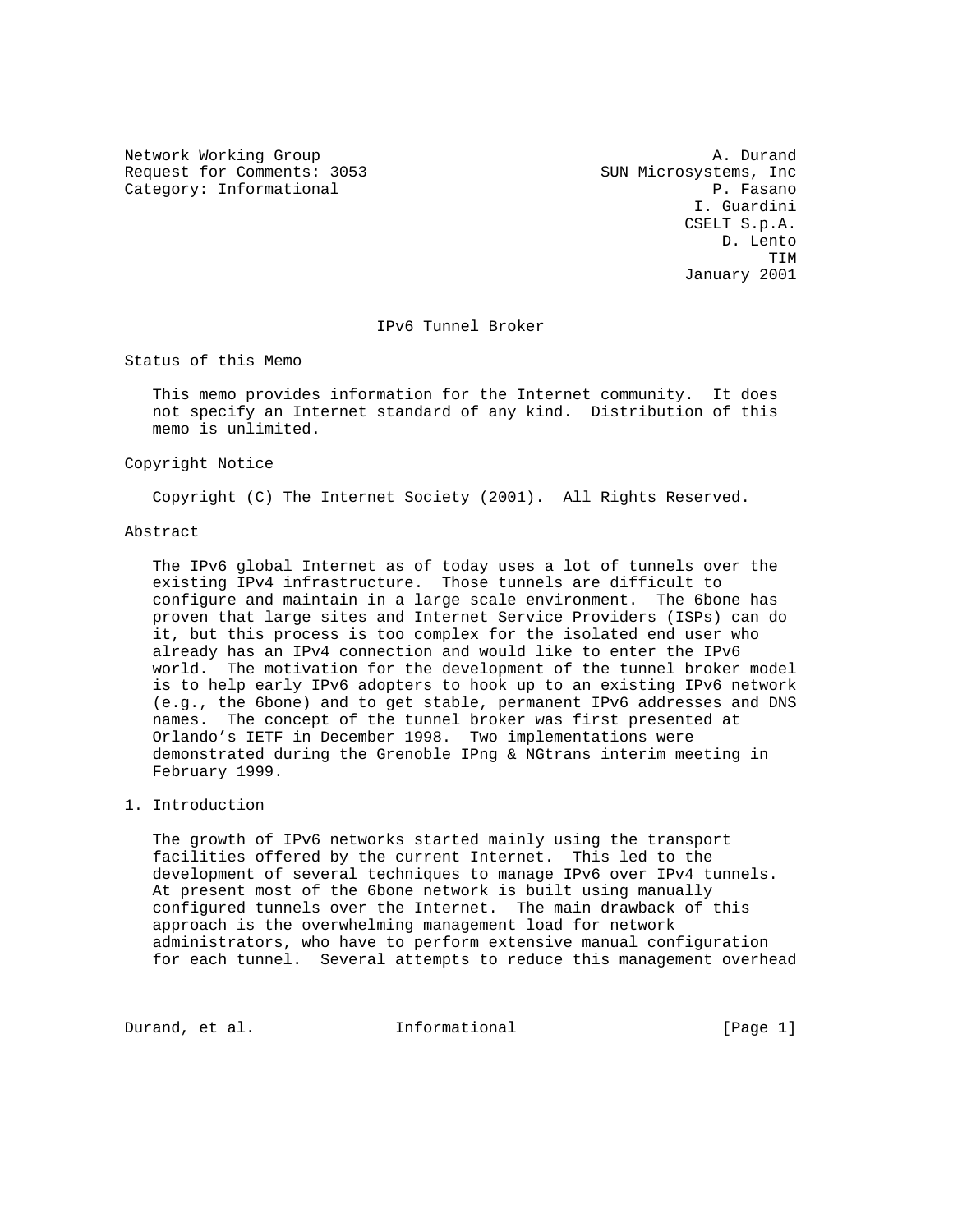Network Working Group A. Durand
Request for Comments: 3053 SUN Microsystems, Inc
Category: Informational P. Fasano
I. Guardini
CSELT S.p.A.
D. Lento
TIM
January 2001

# IPv6 Tunnel Broker

## Status of this Memo

This memo provides information for the Internet community. It does not specify an Internet standard of any kind. Distribution of this memo is unlimited.

## Copyright Notice

Copyright (C) The Internet Society (2001). All Rights Reserved.

## Abstract

The IPv6 global Internet as of today uses a lot of tunnels over the existing IPv4 infrastructure. Those tunnels are difficult to configure and maintain in a large scale environment. The 6bone has proven that large sites and Internet Service Providers (ISPs) can do it, but this process is too complex for the isolated end user who already has an IPv4 connection and would like to enter the IPv6 world. The motivation for the development of the tunnel broker model is to help early IPv6 adopters to hook up to an existing IPv6 network (e.g., the 6bone) and to get stable, permanent IPv6 addresses and DNS names. The concept of the tunnel broker was first presented at Orlando's IETF in December 1998. Two implementations were demonstrated during the Grenoble IPng & NGtrans interim meeting in February 1999.

## 1. Introduction

The growth of IPv6 networks started mainly using the transport facilities offered by the current Internet. This led to the development of several techniques to manage IPv6 over IPv4 tunnels. At present most of the 6bone network is built using manually configured tunnels over the Internet. The main drawback of this approach is the overwhelming management load for network administrators, who have to perform extensive manual configuration for each tunnel. Several attempts to reduce this management overhead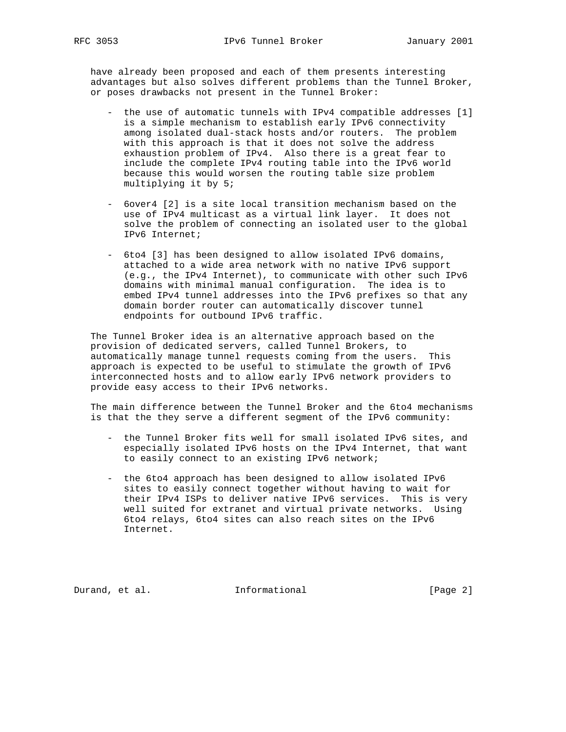have already been proposed and each of them presents interesting advantages but also solves different problems than the Tunnel Broker, or poses drawbacks not present in the Tunnel Broker:

- the use of automatic tunnels with IPv4 compatible addresses [1] is a simple mechanism to establish early IPv6 connectivity among isolated dual-stack hosts and/or routers. The problem with this approach is that it does not solve the address exhaustion problem of IPv4. Also there is a great fear to include the complete IPv4 routing table into the IPv6 world because this would worsen the routing table size problem multiplying it by 5;

- 6over4 [2] is a site local transition mechanism based on the use of IPv4 multicast as a virtual link layer. It does not solve the problem of connecting an isolated user to the global IPv6 Internet;

- 6to4 [3] has been designed to allow isolated IPv6 domains, attached to a wide area network with no native IPv6 support (e.g., the IPv4 Internet), to communicate with other such IPv6 domains with minimal manual configuration. The idea is to embed IPv4 tunnel addresses into the IPv6 prefixes so that any domain border router can automatically discover tunnel endpoints for outbound IPv6 traffic.

The Tunnel Broker idea is an alternative approach based on the provision of dedicated servers, called Tunnel Brokers, to automatically manage tunnel requests coming from the users. This approach is expected to be useful to stimulate the growth of IPv6 interconnected hosts and to allow early IPv6 network providers to provide easy access to their IPv6 networks.

The main difference between the Tunnel Broker and the 6to4 mechanisms is that the they serve a different segment of the IPv6 community:

- the Tunnel Broker fits well for small isolated IPv6 sites, and especially isolated IPv6 hosts on the IPv4 Internet, that want to easily connect to an existing IPv6 network;

- the 6to4 approach has been designed to allow isolated IPv6 sites to easily connect together without having to wait for their IPv4 ISPs to deliver native IPv6 services. This is very well suited for extranet and virtual private networks. Using 6to4 relays, 6to4 sites can also reach sites on the IPv6 Internet.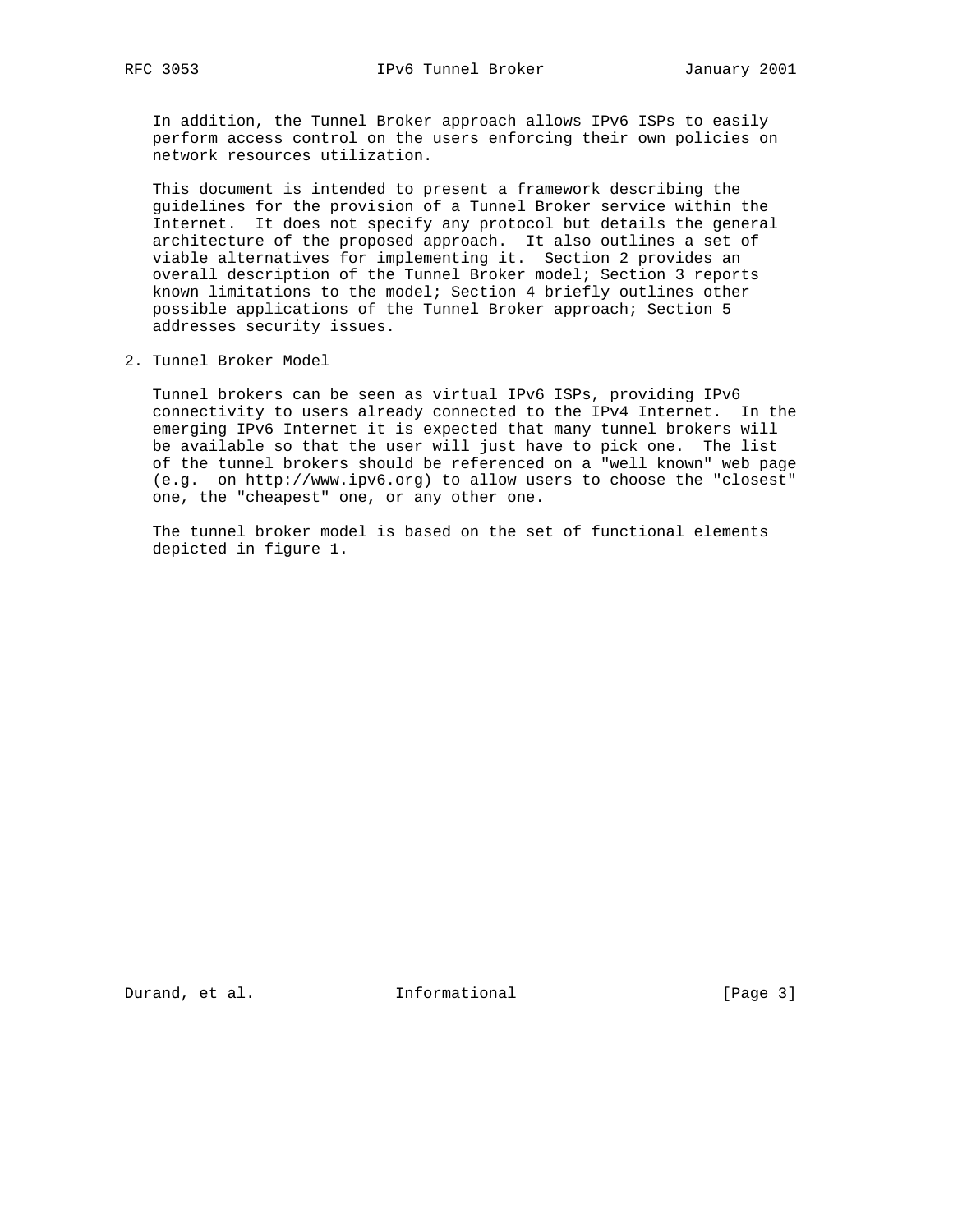In addition, the Tunnel Broker approach allows IPv6 ISPs to easily perform access control on the users enforcing their own policies on network resources utilization.

This document is intended to present a framework describing the guidelines for the provision of a Tunnel Broker service within the Internet. It does not specify any protocol but details the general architecture of the proposed approach. It also outlines a set of viable alternatives for implementing it. Section 2 provides an overall description of the Tunnel Broker model; Section 3 reports known limitations to the model; Section 4 briefly outlines other possible applications of the Tunnel Broker approach; Section 5 addresses security issues.

## 2. Tunnel Broker Model

Tunnel brokers can be seen as virtual IPv6 ISPs, providing IPv6 connectivity to users already connected to the IPv4 Internet. In the emerging IPv6 Internet it is expected that many tunnel brokers will be available so that the user will just have to pick one. The list of the tunnel brokers should be referenced on a "well known" web page (e.g. on http://www.ipv6.org) to allow users to choose the "closest" one, the "cheapest" one, or any other one.

The tunnel broker model is based on the set of functional elements depicted in figure 1.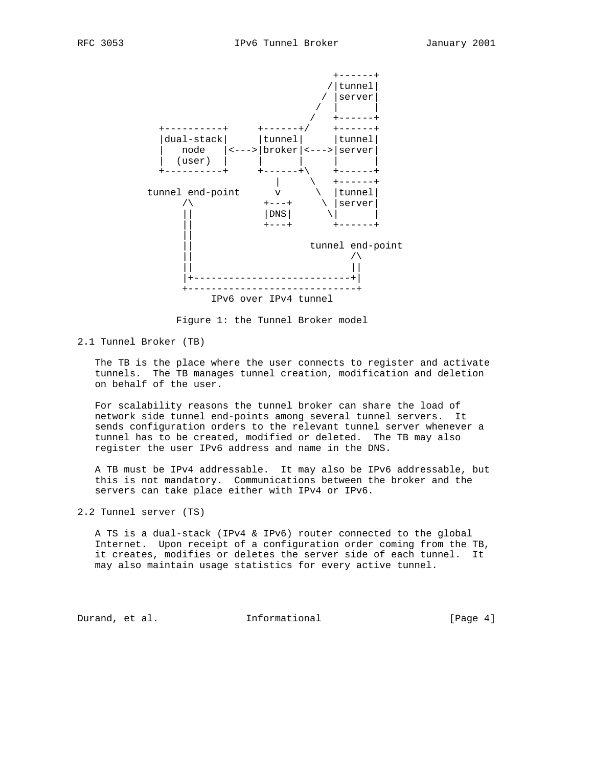```
                                          +------+
                                         /|tunnel|
                                        / |server|
                                       /  |      |
                                      /   +------+
          +----------+     +------+/    +------+
          |dual-stack|     |tunnel|     |tunnel|
          |   node   |<--->|broker|<--->|server|
          |  (user)  |     |      |     |      |
          +----------+     +------+\    +------+
                              |     \   +------+
        tunnel end-point      v      \  |tunnel|
             /\             +---+     \ |server|
             ||             |DNS|      \|      |
             ||             +---+       +------+
             ||
             ||                   tunnel end-point
             ||                          /\
             ||                          ||
             |+--------------------------+|
             +----------------------------+
                  IPv6 over IPv4 tunnel
```

Figure 1: the Tunnel Broker model

## 2.1 Tunnel Broker (TB)

The TB is the place where the user connects to register and activate tunnels. The TB manages tunnel creation, modification and deletion on behalf of the user.

For scalability reasons the tunnel broker can share the load of network side tunnel end-points among several tunnel servers. It sends configuration orders to the relevant tunnel server whenever a tunnel has to be created, modified or deleted. The TB may also register the user IPv6 address and name in the DNS.

A TB must be IPv4 addressable. It may also be IPv6 addressable, but this is not mandatory. Communications between the broker and the servers can take place either with IPv4 or IPv6.

## 2.2 Tunnel server (TS)

A TS is a dual-stack (IPv4 & IPv6) router connected to the global Internet. Upon receipt of a configuration order coming from the TB, it creates, modifies or deletes the server side of each tunnel. It may also maintain usage statistics for every active tunnel.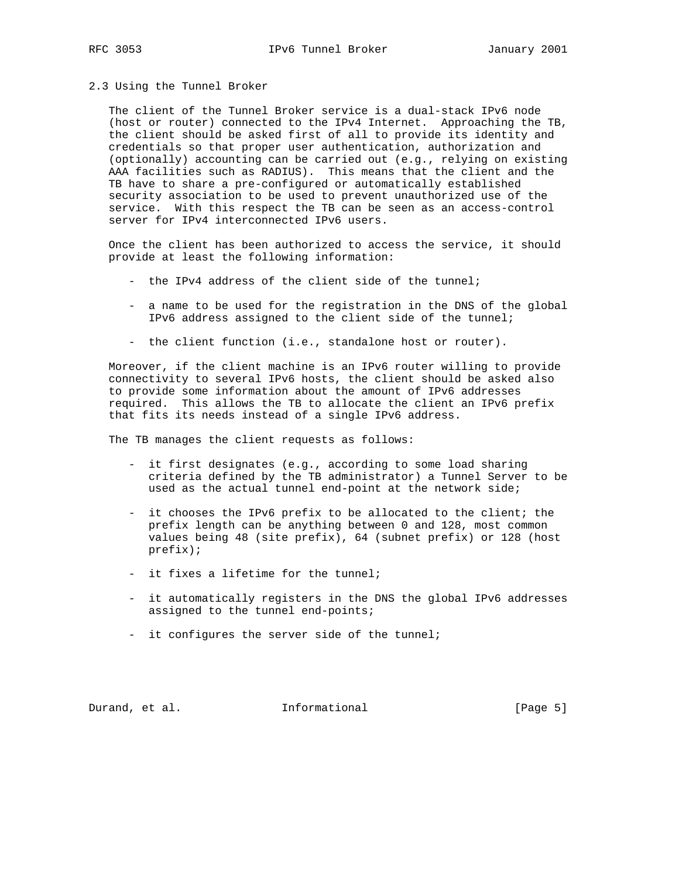### 2.3 Using the Tunnel Broker

The client of the Tunnel Broker service is a dual-stack IPv6 node (host or router) connected to the IPv4 Internet. Approaching the TB, the client should be asked first of all to provide its identity and credentials so that proper user authentication, authorization and (optionally) accounting can be carried out (e.g., relying on existing AAA facilities such as RADIUS). This means that the client and the TB have to share a pre-configured or automatically established security association to be used to prevent unauthorized use of the service. With this respect the TB can be seen as an access-control server for IPv4 interconnected IPv6 users.

Once the client has been authorized to access the service, it should provide at least the following information:

- the IPv4 address of the client side of the tunnel;
- a name to be used for the registration in the DNS of the global IPv6 address assigned to the client side of the tunnel;
- the client function (i.e., standalone host or router).

Moreover, if the client machine is an IPv6 router willing to provide connectivity to several IPv6 hosts, the client should be asked also to provide some information about the amount of IPv6 addresses required. This allows the TB to allocate the client an IPv6 prefix that fits its needs instead of a single IPv6 address.

The TB manages the client requests as follows:

- it first designates (e.g., according to some load sharing criteria defined by the TB administrator) a Tunnel Server to be used as the actual tunnel end-point at the network side;
- it chooses the IPv6 prefix to be allocated to the client; the prefix length can be anything between 0 and 128, most common values being 48 (site prefix), 64 (subnet prefix) or 128 (host prefix);
- it fixes a lifetime for the tunnel;
- it automatically registers in the DNS the global IPv6 addresses assigned to the tunnel end-points;
- it configures the server side of the tunnel;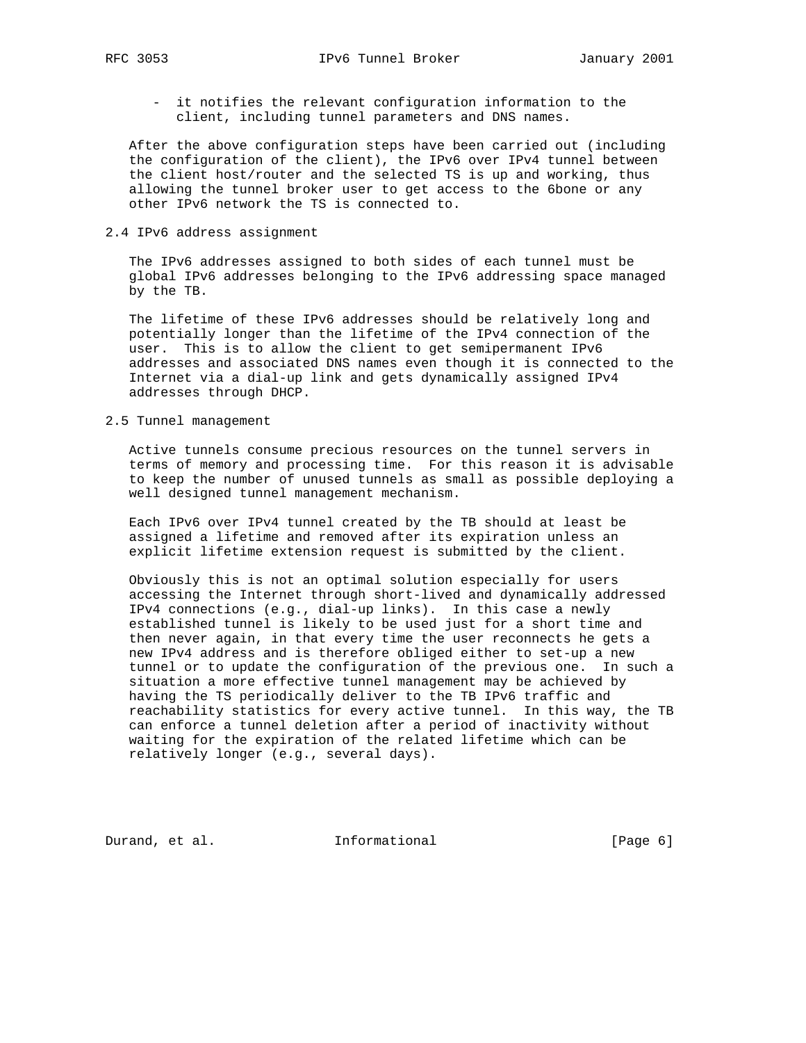- it notifies the relevant configuration information to the client, including tunnel parameters and DNS names.

After the above configuration steps have been carried out (including the configuration of the client), the IPv6 over IPv4 tunnel between the client host/router and the selected TS is up and working, thus allowing the tunnel broker user to get access to the 6bone or any other IPv6 network the TS is connected to.

## 2.4 IPv6 address assignment

The IPv6 addresses assigned to both sides of each tunnel must be global IPv6 addresses belonging to the IPv6 addressing space managed by the TB.

The lifetime of these IPv6 addresses should be relatively long and potentially longer than the lifetime of the IPv4 connection of the user. This is to allow the client to get semipermanent IPv6 addresses and associated DNS names even though it is connected to the Internet via a dial-up link and gets dynamically assigned IPv4 addresses through DHCP.

## 2.5 Tunnel management

Active tunnels consume precious resources on the tunnel servers in terms of memory and processing time. For this reason it is advisable to keep the number of unused tunnels as small as possible deploying a well designed tunnel management mechanism.

Each IPv6 over IPv4 tunnel created by the TB should at least be assigned a lifetime and removed after its expiration unless an explicit lifetime extension request is submitted by the client.

Obviously this is not an optimal solution especially for users accessing the Internet through short-lived and dynamically addressed IPv4 connections (e.g., dial-up links). In this case a newly established tunnel is likely to be used just for a short time and then never again, in that every time the user reconnects he gets a new IPv4 address and is therefore obliged either to set-up a new tunnel or to update the configuration of the previous one. In such a situation a more effective tunnel management may be achieved by having the TS periodically deliver to the TB IPv6 traffic and reachability statistics for every active tunnel. In this way, the TB can enforce a tunnel deletion after a period of inactivity without waiting for the expiration of the related lifetime which can be relatively longer (e.g., several days).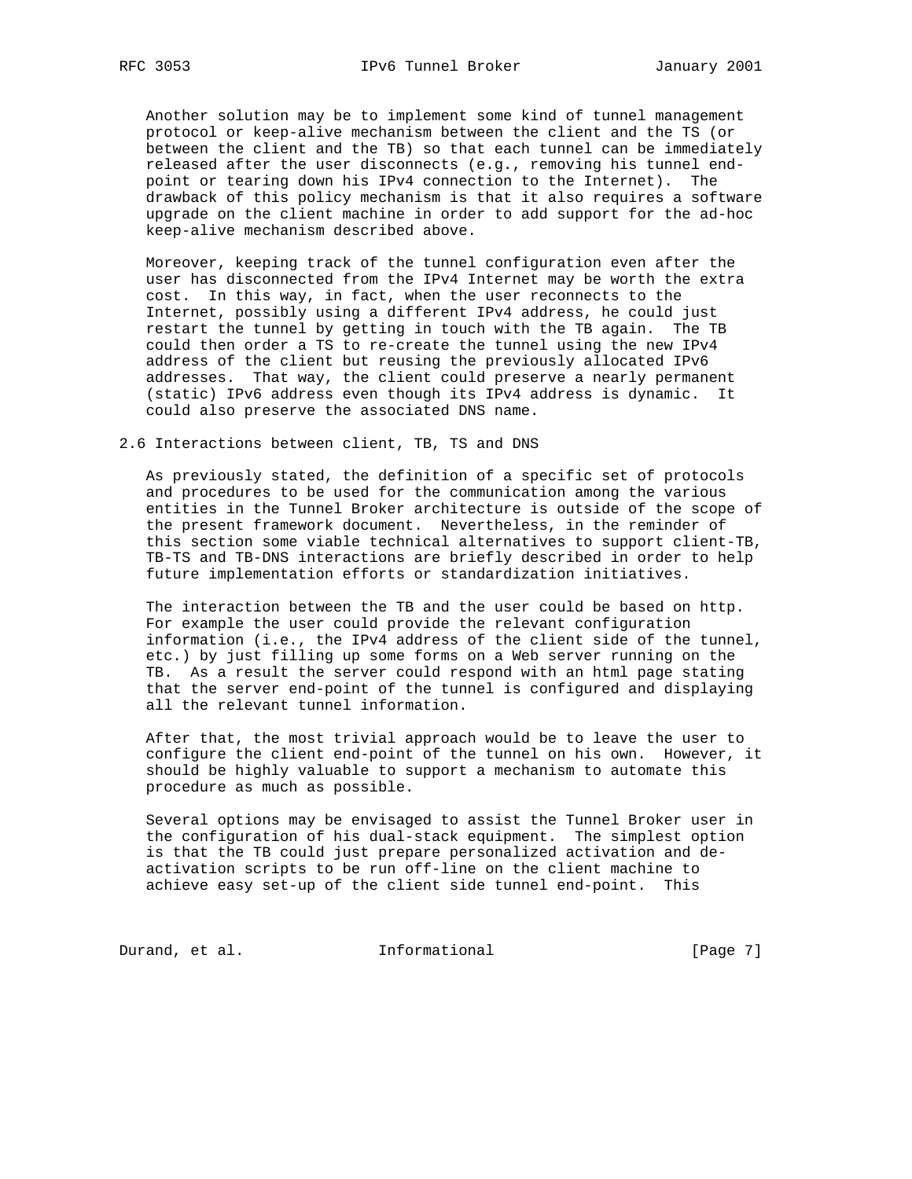Another solution may be to implement some kind of tunnel management protocol or keep-alive mechanism between the client and the TS (or between the client and the TB) so that each tunnel can be immediately released after the user disconnects (e.g., removing his tunnel end-point or tearing down his IPv4 connection to the Internet). The drawback of this policy mechanism is that it also requires a software upgrade on the client machine in order to add support for the ad-hoc keep-alive mechanism described above.

Moreover, keeping track of the tunnel configuration even after the user has disconnected from the IPv4 Internet may be worth the extra cost. In this way, in fact, when the user reconnects to the Internet, possibly using a different IPv4 address, he could just restart the tunnel by getting in touch with the TB again. The TB could then order a TS to re-create the tunnel using the new IPv4 address of the client but reusing the previously allocated IPv6 addresses. That way, the client could preserve a nearly permanent (static) IPv6 address even though its IPv4 address is dynamic. It could also preserve the associated DNS name.

## 2.6 Interactions between client, TB, TS and DNS

As previously stated, the definition of a specific set of protocols and procedures to be used for the communication among the various entities in the Tunnel Broker architecture is outside of the scope of the present framework document. Nevertheless, in the reminder of this section some viable technical alternatives to support client-TB, TB-TS and TB-DNS interactions are briefly described in order to help future implementation efforts or standardization initiatives.

The interaction between the TB and the user could be based on http. For example the user could provide the relevant configuration information (i.e., the IPv4 address of the client side of the tunnel, etc.) by just filling up some forms on a Web server running on the TB. As a result the server could respond with an html page stating that the server end-point of the tunnel is configured and displaying all the relevant tunnel information.

After that, the most trivial approach would be to leave the user to configure the client end-point of the tunnel on his own. However, it should be highly valuable to support a mechanism to automate this procedure as much as possible.

Several options may be envisaged to assist the Tunnel Broker user in the configuration of his dual-stack equipment. The simplest option is that the TB could just prepare personalized activation and de-activation scripts to be run off-line on the client machine to achieve easy set-up of the client side tunnel end-point. This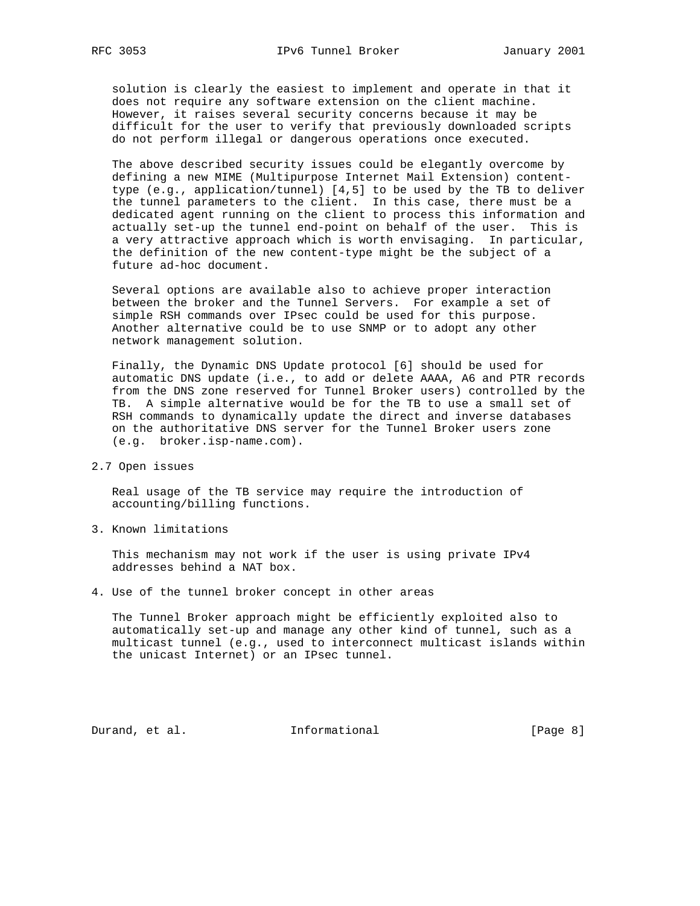solution is clearly the easiest to implement and operate in that it does not require any software extension on the client machine. However, it raises several security concerns because it may be difficult for the user to verify that previously downloaded scripts do not perform illegal or dangerous operations once executed.

The above described security issues could be elegantly overcome by defining a new MIME (Multipurpose Internet Mail Extension) content-type (e.g., application/tunnel) [4,5] to be used by the TB to deliver the tunnel parameters to the client. In this case, there must be a dedicated agent running on the client to process this information and actually set-up the tunnel end-point on behalf of the user. This is a very attractive approach which is worth envisaging. In particular, the definition of the new content-type might be the subject of a future ad-hoc document.

Several options are available also to achieve proper interaction between the broker and the Tunnel Servers. For example a set of simple RSH commands over IPsec could be used for this purpose. Another alternative could be to use SNMP or to adopt any other network management solution.

Finally, the Dynamic DNS Update protocol [6] should be used for automatic DNS update (i.e., to add or delete AAAA, A6 and PTR records from the DNS zone reserved for Tunnel Broker users) controlled by the TB. A simple alternative would be for the TB to use a small set of RSH commands to dynamically update the direct and inverse databases on the authoritative DNS server for the Tunnel Broker users zone (e.g. broker.isp-name.com).

### 2.7 Open issues

Real usage of the TB service may require the introduction of accounting/billing functions.

## 3. Known limitations

This mechanism may not work if the user is using private IPv4 addresses behind a NAT box.

## 4. Use of the tunnel broker concept in other areas

The Tunnel Broker approach might be efficiently exploited also to automatically set-up and manage any other kind of tunnel, such as a multicast tunnel (e.g., used to interconnect multicast islands within the unicast Internet) or an IPsec tunnel.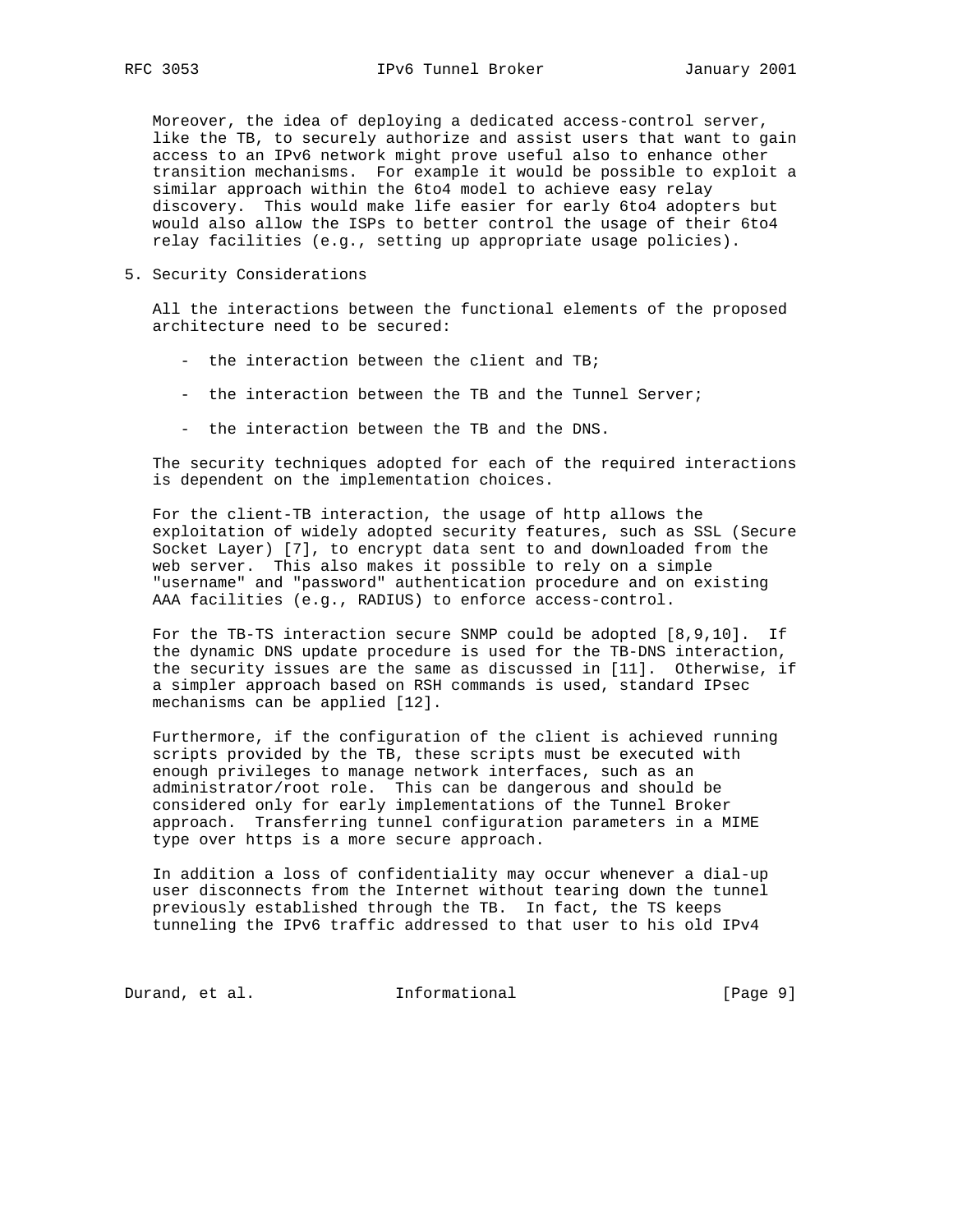Moreover, the idea of deploying a dedicated access-control server, like the TB, to securely authorize and assist users that want to gain access to an IPv6 network might prove useful also to enhance other transition mechanisms. For example it would be possible to exploit a similar approach within the 6to4 model to achieve easy relay discovery. This would make life easier for early 6to4 adopters but would also allow the ISPs to better control the usage of their 6to4 relay facilities (e.g., setting up appropriate usage policies).

## 5. Security Considerations

All the interactions between the functional elements of the proposed architecture need to be secured:

- the interaction between the client and TB;
- the interaction between the TB and the Tunnel Server;
- the interaction between the TB and the DNS.

The security techniques adopted for each of the required interactions is dependent on the implementation choices.

For the client-TB interaction, the usage of http allows the exploitation of widely adopted security features, such as SSL (Secure Socket Layer) [7], to encrypt data sent to and downloaded from the web server. This also makes it possible to rely on a simple "username" and "password" authentication procedure and on existing AAA facilities (e.g., RADIUS) to enforce access-control.

For the TB-TS interaction secure SNMP could be adopted [8,9,10]. If the dynamic DNS update procedure is used for the TB-DNS interaction, the security issues are the same as discussed in [11]. Otherwise, if a simpler approach based on RSH commands is used, standard IPsec mechanisms can be applied [12].

Furthermore, if the configuration of the client is achieved running scripts provided by the TB, these scripts must be executed with enough privileges to manage network interfaces, such as an administrator/root role. This can be dangerous and should be considered only for early implementations of the Tunnel Broker approach. Transferring tunnel configuration parameters in a MIME type over https is a more secure approach.

In addition a loss of confidentiality may occur whenever a dial-up user disconnects from the Internet without tearing down the tunnel previously established through the TB. In fact, the TS keeps tunneling the IPv6 traffic addressed to that user to his old IPv4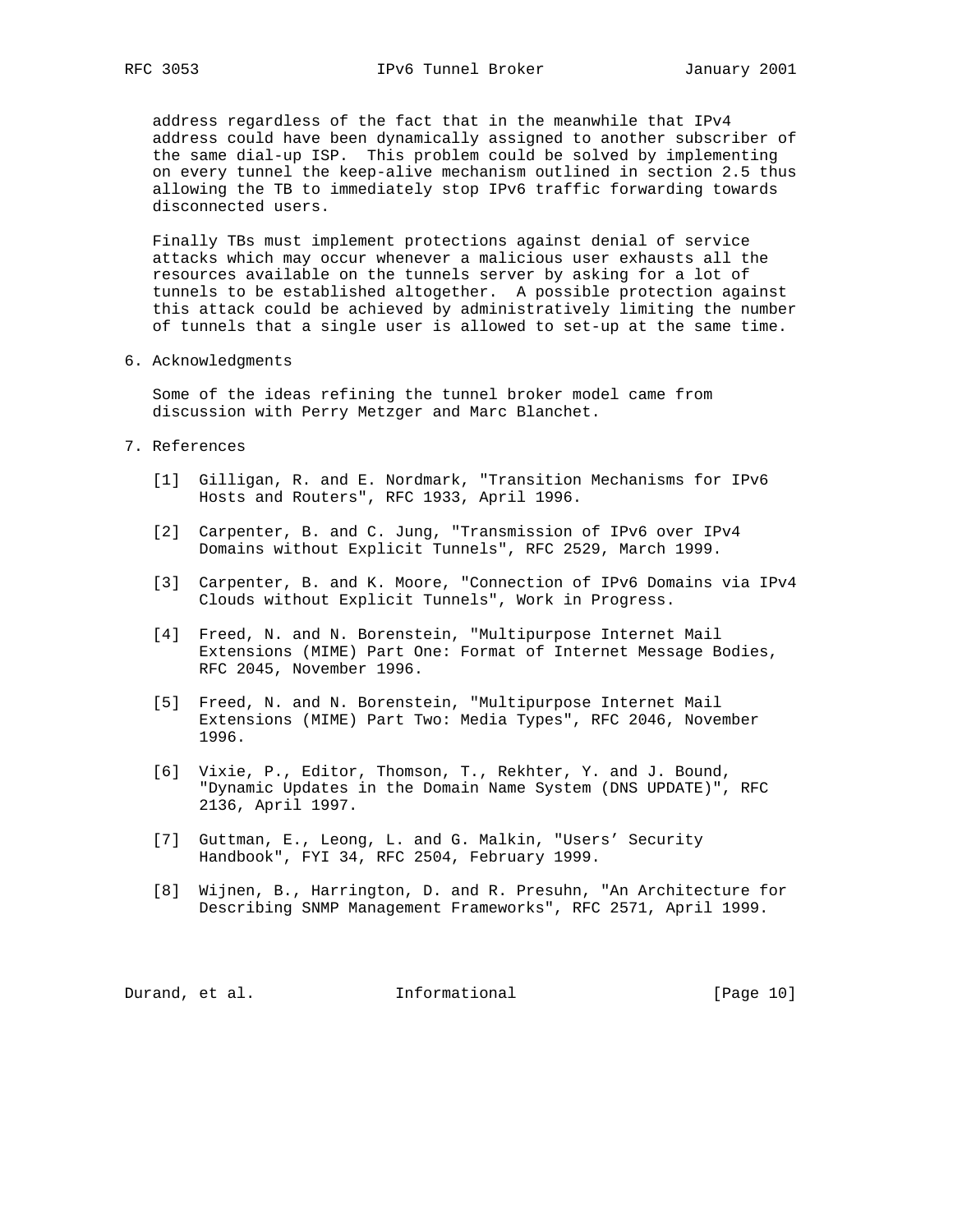address regardless of the fact that in the meanwhile that IPv4 address could have been dynamically assigned to another subscriber of the same dial-up ISP. This problem could be solved by implementing on every tunnel the keep-alive mechanism outlined in section 2.5 thus allowing the TB to immediately stop IPv6 traffic forwarding towards disconnected users.

Finally TBs must implement protections against denial of service attacks which may occur whenever a malicious user exhausts all the resources available on the tunnels server by asking for a lot of tunnels to be established altogether. A possible protection against this attack could be achieved by administratively limiting the number of tunnels that a single user is allowed to set-up at the same time.

## 6. Acknowledgments

Some of the ideas refining the tunnel broker model came from discussion with Perry Metzger and Marc Blanchet.

## 7. References

[1] Gilligan, R. and E. Nordmark, "Transition Mechanisms for IPv6 Hosts and Routers", RFC 1933, April 1996.

[2] Carpenter, B. and C. Jung, "Transmission of IPv6 over IPv4 Domains without Explicit Tunnels", RFC 2529, March 1999.

[3] Carpenter, B. and K. Moore, "Connection of IPv6 Domains via IPv4 Clouds without Explicit Tunnels", Work in Progress.

[4] Freed, N. and N. Borenstein, "Multipurpose Internet Mail Extensions (MIME) Part One: Format of Internet Message Bodies, RFC 2045, November 1996.

[5] Freed, N. and N. Borenstein, "Multipurpose Internet Mail Extensions (MIME) Part Two: Media Types", RFC 2046, November 1996.

[6] Vixie, P., Editor, Thomson, T., Rekhter, Y. and J. Bound, "Dynamic Updates in the Domain Name System (DNS UPDATE)", RFC 2136, April 1997.

[7] Guttman, E., Leong, L. and G. Malkin, "Users' Security Handbook", FYI 34, RFC 2504, February 1999.

[8] Wijnen, B., Harrington, D. and R. Presuhn, "An Architecture for Describing SNMP Management Frameworks", RFC 2571, April 1999.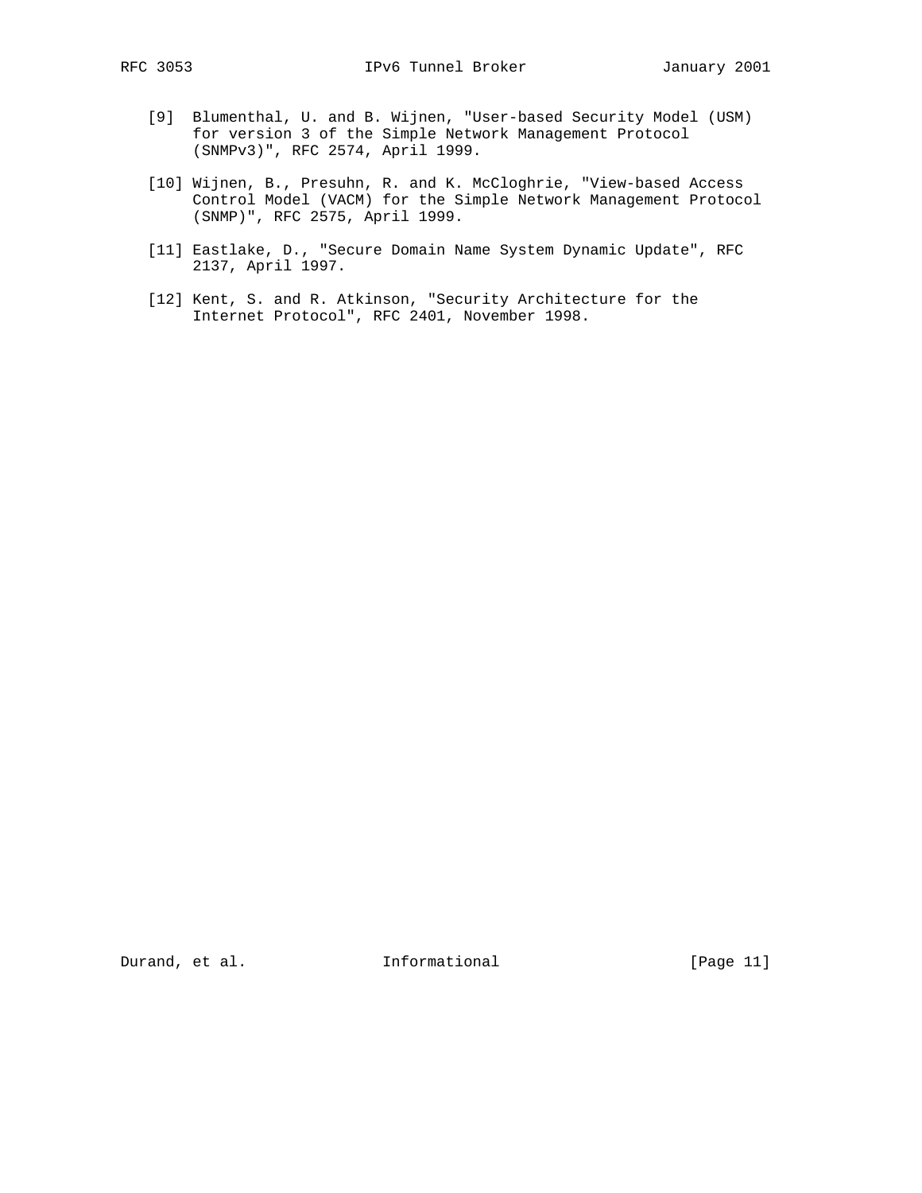[9]  Blumenthal, U. and B. Wijnen, "User-based Security Model (USM) for version 3 of the Simple Network Management Protocol (SNMPv3)", RFC 2574, April 1999.

[10] Wijnen, B., Presuhn, R. and K. McCloghrie, "View-based Access Control Model (VACM) for the Simple Network Management Protocol (SNMP)", RFC 2575, April 1999.

[11] Eastlake, D., "Secure Domain Name System Dynamic Update", RFC 2137, April 1997.

[12] Kent, S. and R. Atkinson, "Security Architecture for the Internet Protocol", RFC 2401, November 1998.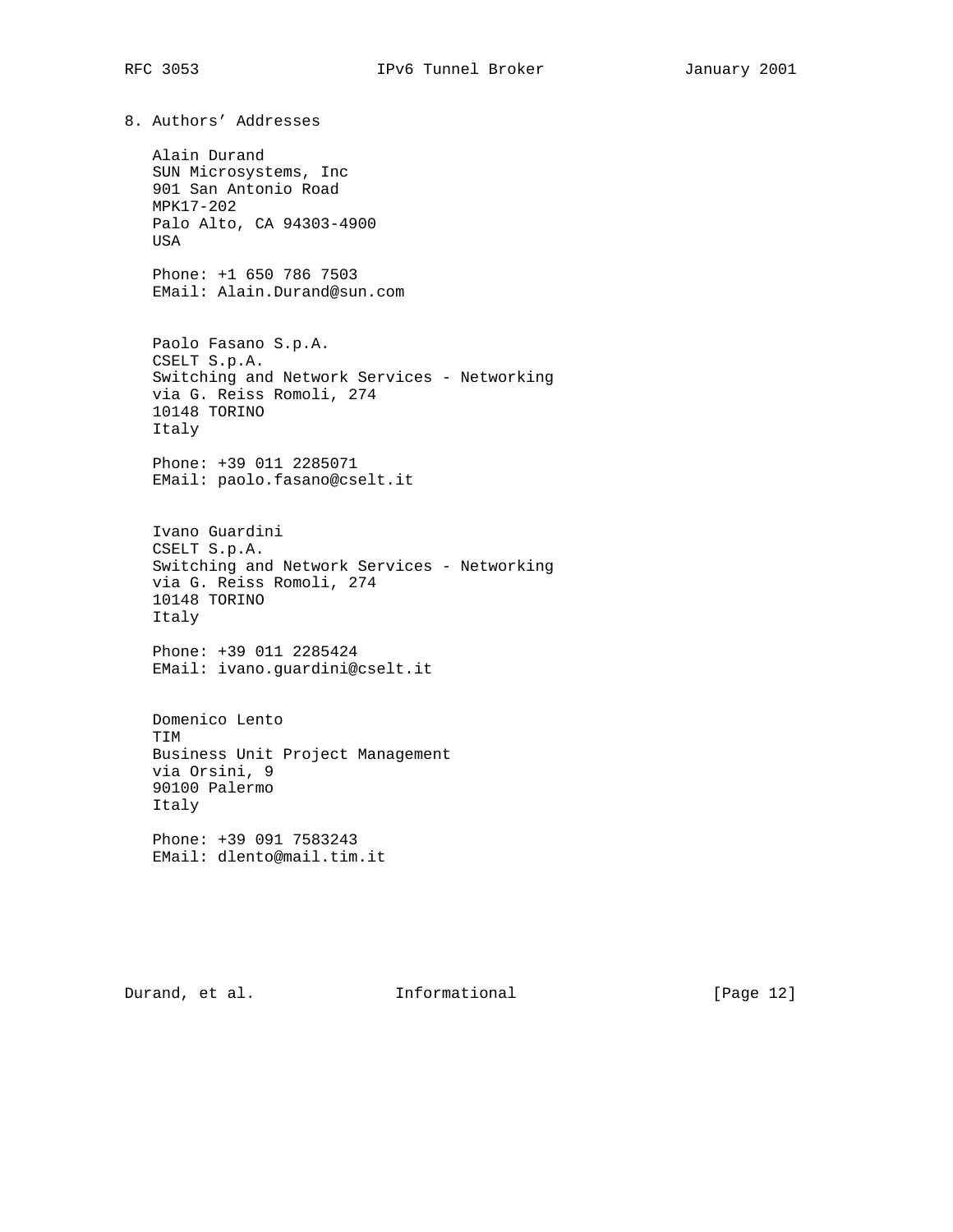## 8. Authors' Addresses

Alain Durand
SUN Microsystems, Inc
901 San Antonio Road
MPK17-202
Palo Alto, CA 94303-4900
USA

Phone: +1 650 786 7503
EMail: Alain.Durand@sun.com

Paolo Fasano S.p.A.
CSELT S.p.A.
Switching and Network Services - Networking
via G. Reiss Romoli, 274
10148 TORINO
Italy

Phone: +39 011 2285071
EMail: paolo.fasano@cselt.it

Ivano Guardini
CSELT S.p.A.
Switching and Network Services - Networking
via G. Reiss Romoli, 274
10148 TORINO
Italy

Phone: +39 011 2285424
EMail: ivano.guardini@cselt.it

Domenico Lento
TIM
Business Unit Project Management
via Orsini, 9
90100 Palermo
Italy

Phone: +39 091 7583243
EMail: dlento@mail.tim.it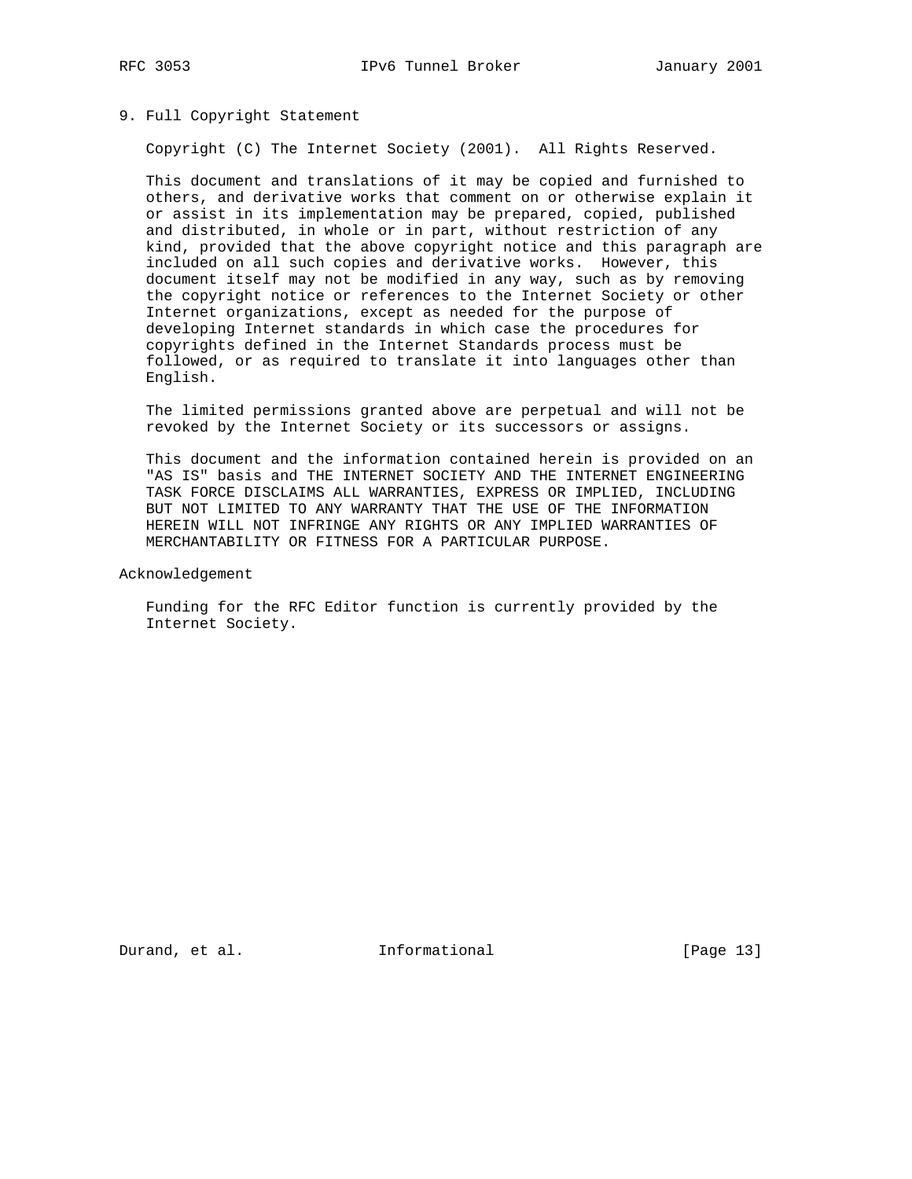## 9. Full Copyright Statement

Copyright (C) The Internet Society (2001). All Rights Reserved.

This document and translations of it may be copied and furnished to others, and derivative works that comment on or otherwise explain it or assist in its implementation may be prepared, copied, published and distributed, in whole or in part, without restriction of any kind, provided that the above copyright notice and this paragraph are included on all such copies and derivative works. However, this document itself may not be modified in any way, such as by removing the copyright notice or references to the Internet Society or other Internet organizations, except as needed for the purpose of developing Internet standards in which case the procedures for copyrights defined in the Internet Standards process must be followed, or as required to translate it into languages other than English.

The limited permissions granted above are perpetual and will not be revoked by the Internet Society or its successors or assigns.

This document and the information contained herein is provided on an "AS IS" basis and THE INTERNET SOCIETY AND THE INTERNET ENGINEERING TASK FORCE DISCLAIMS ALL WARRANTIES, EXPRESS OR IMPLIED, INCLUDING BUT NOT LIMITED TO ANY WARRANTY THAT THE USE OF THE INFORMATION HEREIN WILL NOT INFRINGE ANY RIGHTS OR ANY IMPLIED WARRANTIES OF MERCHANTABILITY OR FITNESS FOR A PARTICULAR PURPOSE.

## Acknowledgement

Funding for the RFC Editor function is currently provided by the Internet Society.